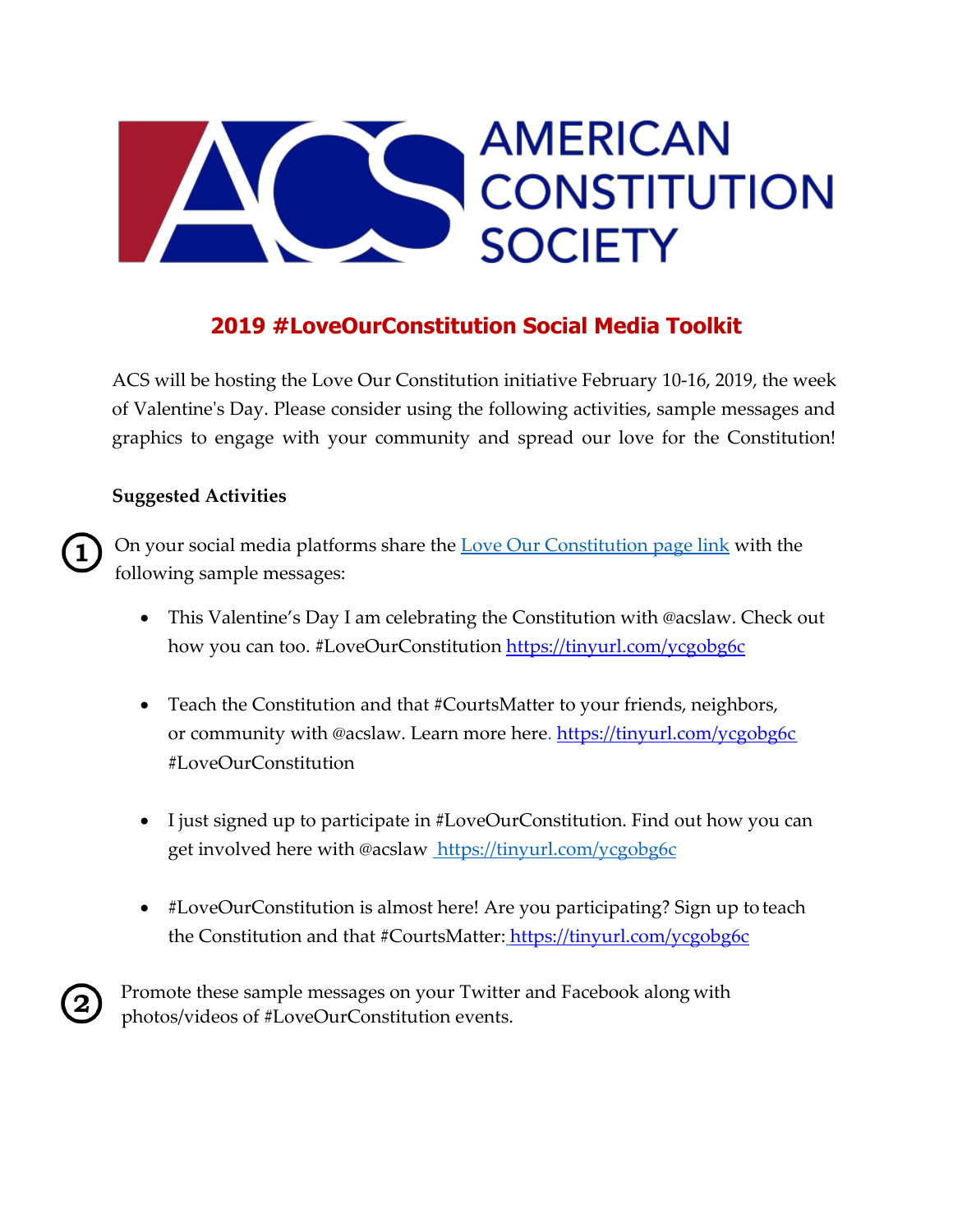AMERICAN CONSTITUTION SOCIETY

## 2019 #LoveOurConstitution Social Media Toolkit

ACS will be hosting the Love Our Constitution initiative February 10-16, 2019, the week of Valentine's Day. Please consider using the following activities, sample messages and graphics to engage with your community and spread our love for the Constitution!

**Suggested Activities**

1. On your social media platforms share the [Love Our Constitution page link] with the following sample messages:

   - This Valentine's Day I am celebrating the Constitution with @acslaw. Check out how you can too. #LoveOurConstitution https://tinyurl.com/ycgobg6c

   - Teach the Constitution and that #CourtsMatter to your friends, neighbors, or community with @acslaw. Learn more here. https://tinyurl.com/ycgobg6c #LoveOurConstitution

   - I just signed up to participate in #LoveOurConstitution. Find out how you can get involved here with @acslaw https://tinyurl.com/ycgobg6c

   - #LoveOurConstitution is almost here! Are you participating? Sign up to teach the Constitution and that #CourtsMatter: https://tinyurl.com/ycgobg6c

2. Promote these sample messages on your Twitter and Facebook along with photos/videos of #LoveOurConstitution events.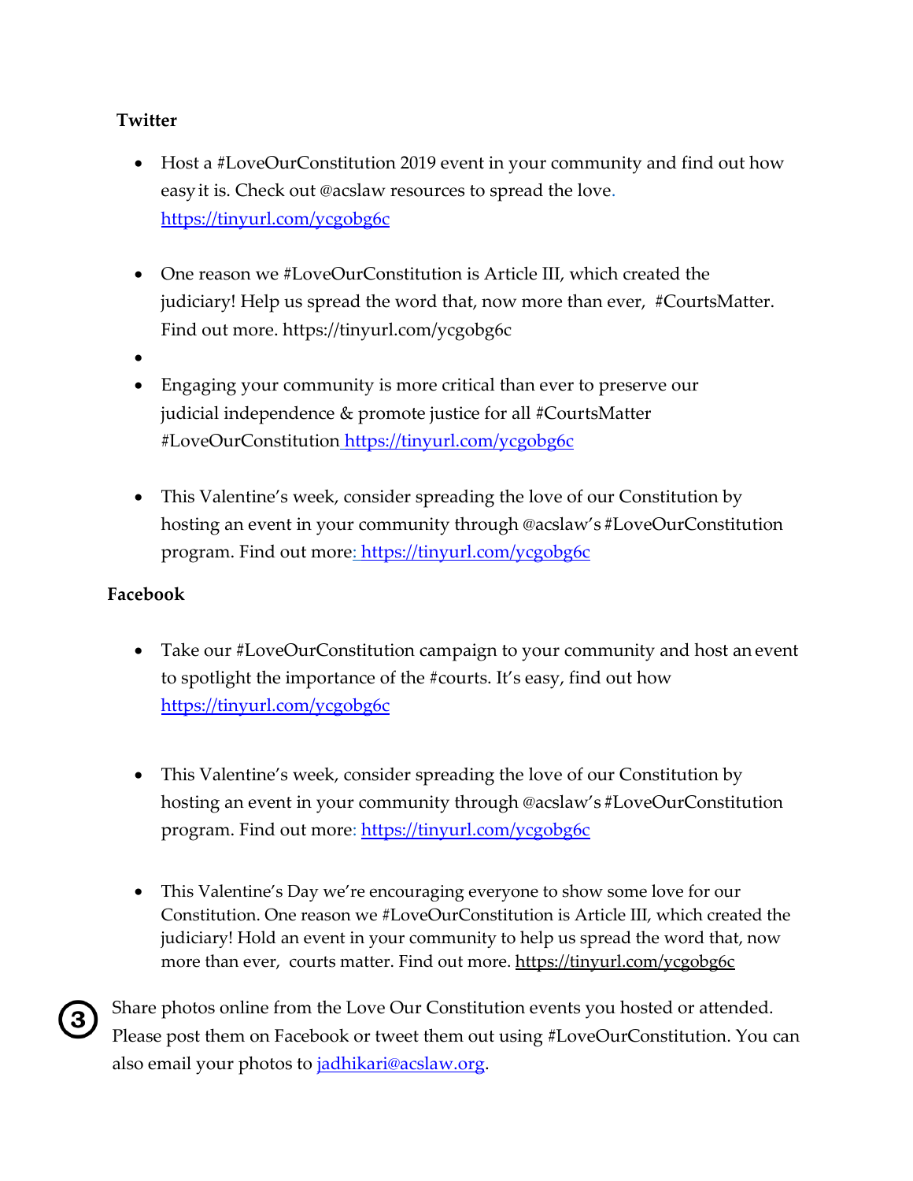**Twitter**

- Host a #LoveOurConstitution 2019 event in your community and find out how easy it is. Check out @acslaw resources to spread the love. https://tinyurl.com/ycgobg6c

- One reason we #LoveOurConstitution is Article III, which created the judiciary! Help us spread the word that, now more than ever, #CourtsMatter. Find out more. https://tinyurl.com/ycgobg6c
- 
- Engaging your community is more critical than ever to preserve our judicial independence & promote justice for all #CourtsMatter #LoveOurConstitution https://tinyurl.com/ycgobg6c

- This Valentine's week, consider spreading the love of our Constitution by hosting an event in your community through @acslaw's #LoveOurConstitution program. Find out more: https://tinyurl.com/ycgobg6c

**Facebook**

- Take our #LoveOurConstitution campaign to your community and host an event to spotlight the importance of the #courts. It's easy, find out how https://tinyurl.com/ycgobg6c

- This Valentine's week, consider spreading the love of our Constitution by hosting an event in your community through @acslaw's #LoveOurConstitution program. Find out more: https://tinyurl.com/ycgobg6c

- This Valentine's Day we're encouraging everyone to show some love for our Constitution. One reason we #LoveOurConstitution is Article III, which created the judiciary! Hold an event in your community to help us spread the word that, now more than ever, courts matter. Find out more. https://tinyurl.com/ycgobg6c

3. Share photos online from the Love Our Constitution events you hosted or attended. Please post them on Facebook or tweet them out using #LoveOurConstitution. You can also email your photos to jadhikari@acslaw.org.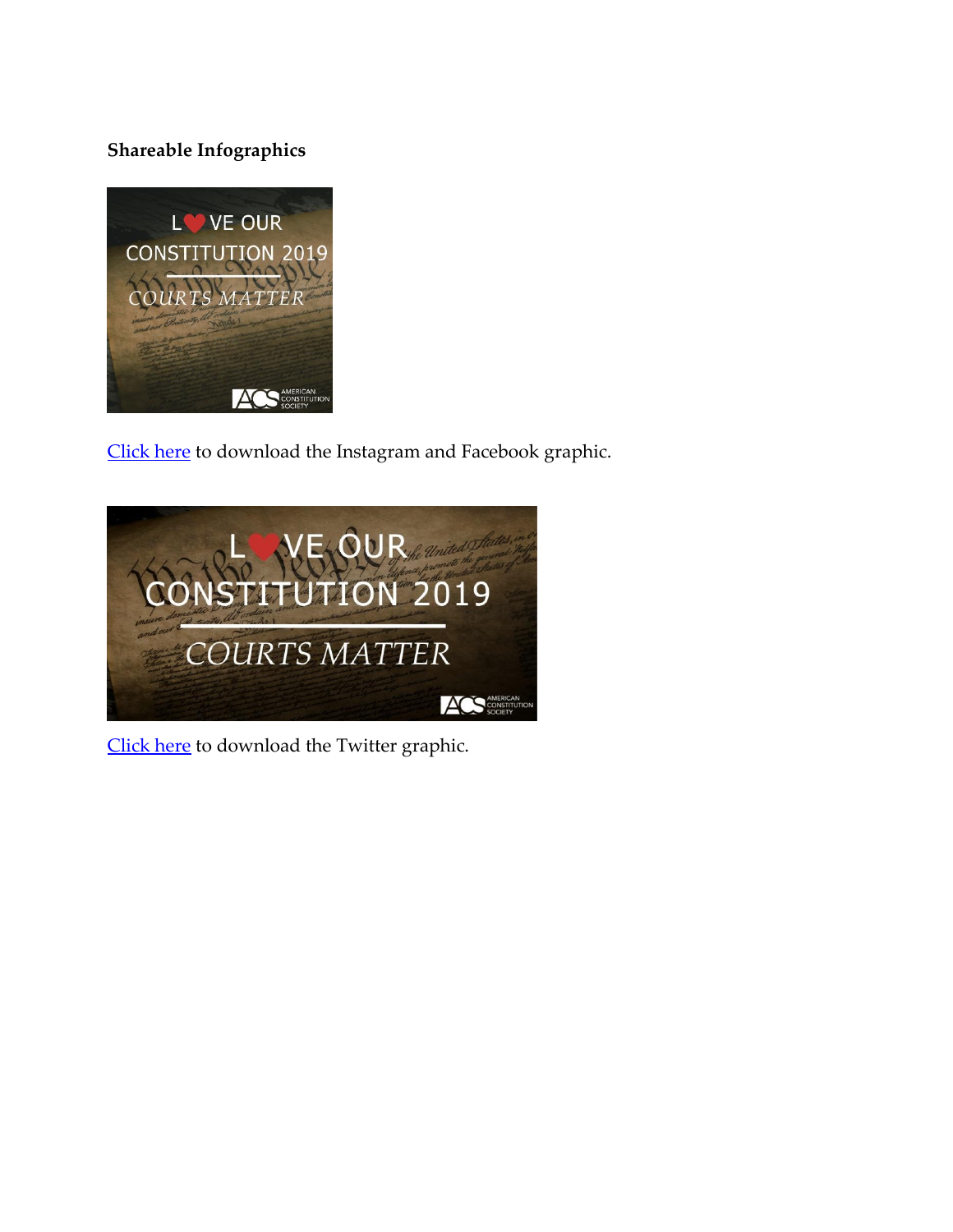**Shareable Infographics**

Click here to download the Instagram and Facebook graphic.

Click here to download the Twitter graphic.